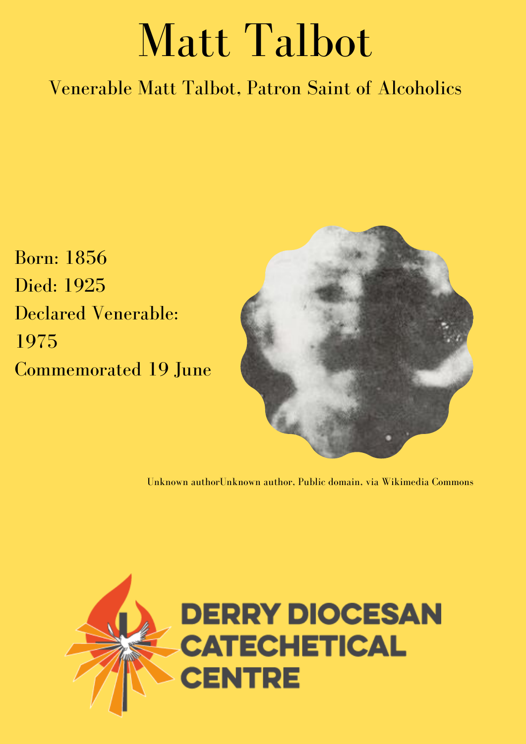# Matt Talbot

## Venerable Matt Talbot, Patron Saint of Alcoholics

Born: 1856

Died: 1925

Declared Venerable: 1975

Commemorated 19 June

Unknown authorUnknown author, Public domain, via Wikimedia Commons

DERRY DIOCESAN CATECHETICAL CENTRE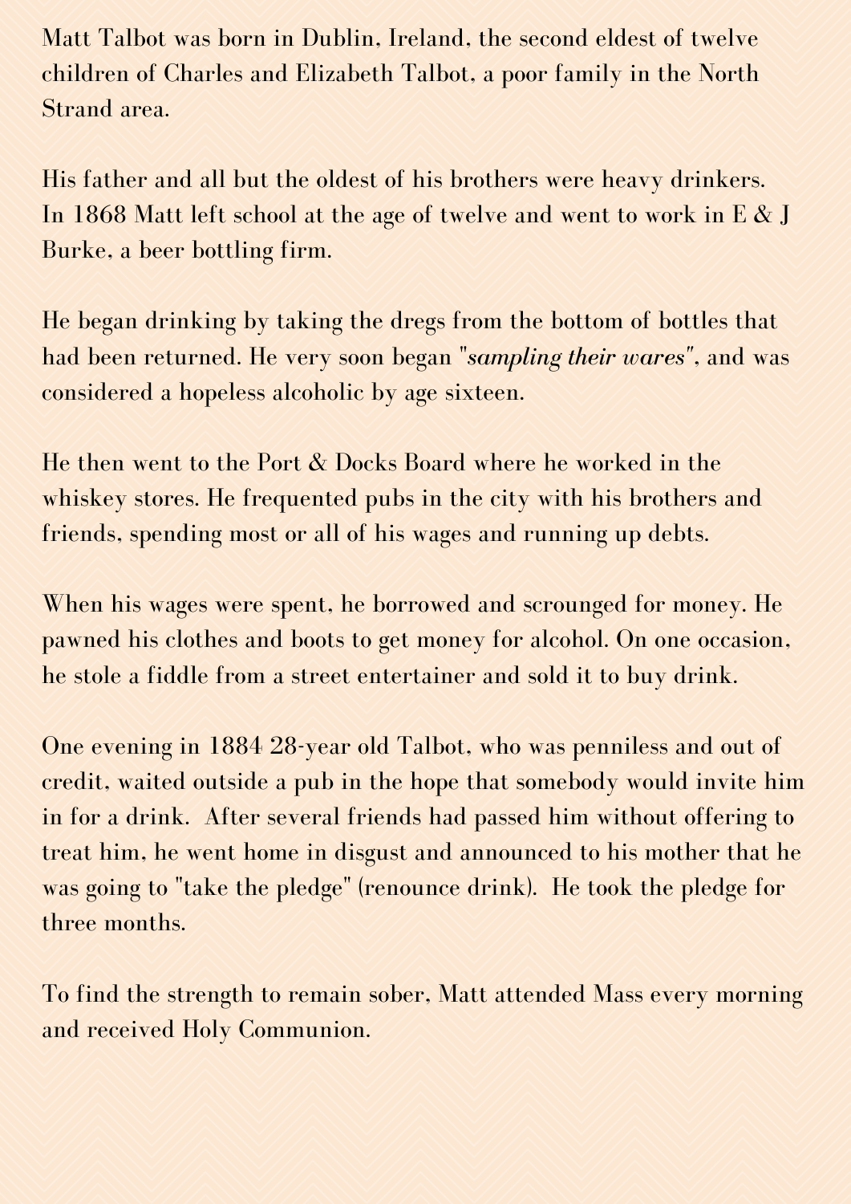Matt Talbot was born in Dublin, Ireland, the second eldest of twelve children of Charles and Elizabeth Talbot, a poor family in the North Strand area.

His father and all but the oldest of his brothers were heavy drinkers. In 1868 Matt left school at the age of twelve and went to work in E & J Burke, a beer bottling firm.

He began drinking by taking the dregs from the bottom of bottles that had been returned. He very soon began "*sampling their wares*", and was considered a hopeless alcoholic by age sixteen.

He then went to the Port & Docks Board where he worked in the whiskey stores. He frequented pubs in the city with his brothers and friends, spending most or all of his wages and running up debts.

When his wages were spent, he borrowed and scrounged for money. He pawned his clothes and boots to get money for alcohol. On one occasion, he stole a fiddle from a street entertainer and sold it to buy drink.

One evening in 1884 28-year old Talbot, who was penniless and out of credit, waited outside a pub in the hope that somebody would invite him in for a drink. After several friends had passed him without offering to treat him, he went home in disgust and announced to his mother that he was going to "take the pledge" (renounce drink). He took the pledge for three months.

To find the strength to remain sober, Matt attended Mass every morning and received Holy Communion.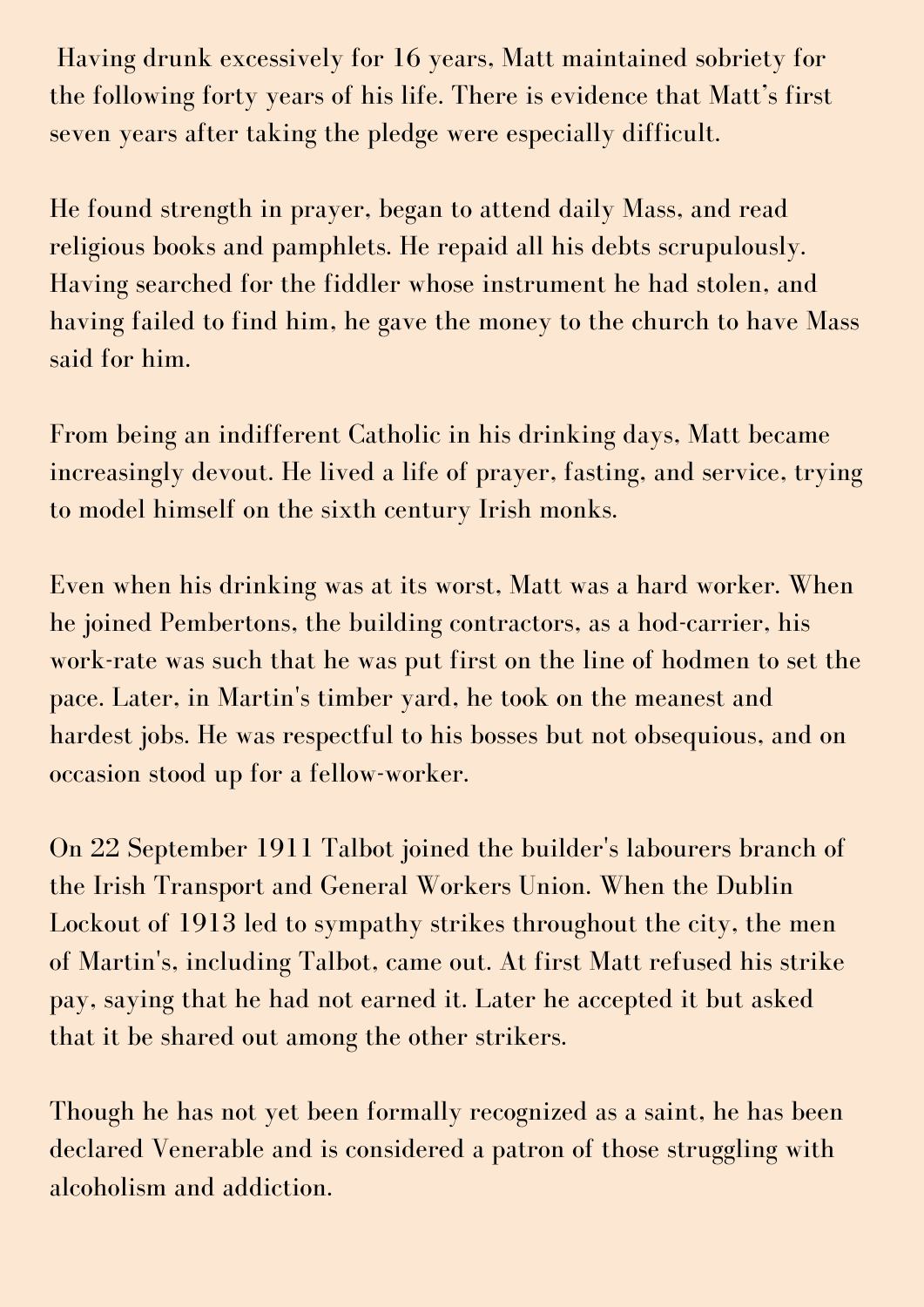Having drunk excessively for 16 years, Matt maintained sobriety for the following forty years of his life. There is evidence that Matt's first seven years after taking the pledge were especially difficult.

He found strength in prayer, began to attend daily Mass, and read religious books and pamphlets. He repaid all his debts scrupulously. Having searched for the fiddler whose instrument he had stolen, and having failed to find him, he gave the money to the church to have Mass said for him.

From being an indifferent Catholic in his drinking days, Matt became increasingly devout. He lived a life of prayer, fasting, and service, trying to model himself on the sixth century Irish monks.

Even when his drinking was at its worst, Matt was a hard worker. When he joined Pembertons, the building contractors, as a hod-carrier, his work-rate was such that he was put first on the line of hodmen to set the pace. Later, in Martin's timber yard, he took on the meanest and hardest jobs. He was respectful to his bosses but not obsequious, and on occasion stood up for a fellow-worker.

On 22 September 1911 Talbot joined the builder's labourers branch of the Irish Transport and General Workers Union. When the Dublin Lockout of 1913 led to sympathy strikes throughout the city, the men of Martin's, including Talbot, came out. At first Matt refused his strike pay, saying that he had not earned it. Later he accepted it but asked that it be shared out among the other strikers.

Though he has not yet been formally recognized as a saint, he has been declared Venerable and is considered a patron of those struggling with alcoholism and addiction.